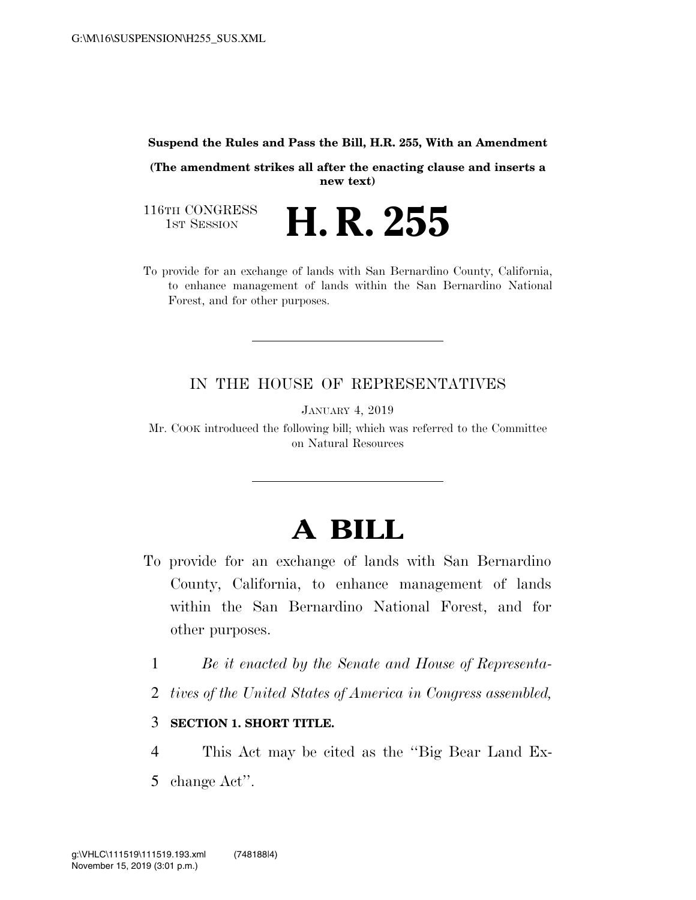**Suspend the Rules and Pass the Bill, H.R. 255, With an Amendment**

**(The amendment strikes all after the enacting clause and inserts a new text)**

116TH CONGRESS
1ST SESSION

# H. R. 255

To provide for an exchange of lands with San Bernardino County, California, to enhance management of lands within the San Bernardino National Forest, and for other purposes.

---

IN THE HOUSE OF REPRESENTATIVES

JANUARY 4, 2019

Mr. COOK introduced the following bill; which was referred to the Committee on Natural Resources

---

# A BILL

To provide for an exchange of lands with San Bernardino County, California, to enhance management of lands within the San Bernardino National Forest, and for other purposes.

1 *Be it enacted by the Senate and House of Representa-*
2 *tives of the United States of America in Congress assembled,*

3 **SECTION 1. SHORT TITLE.**

4 This Act may be cited as the ''Big Bear Land Ex-
5 change Act''.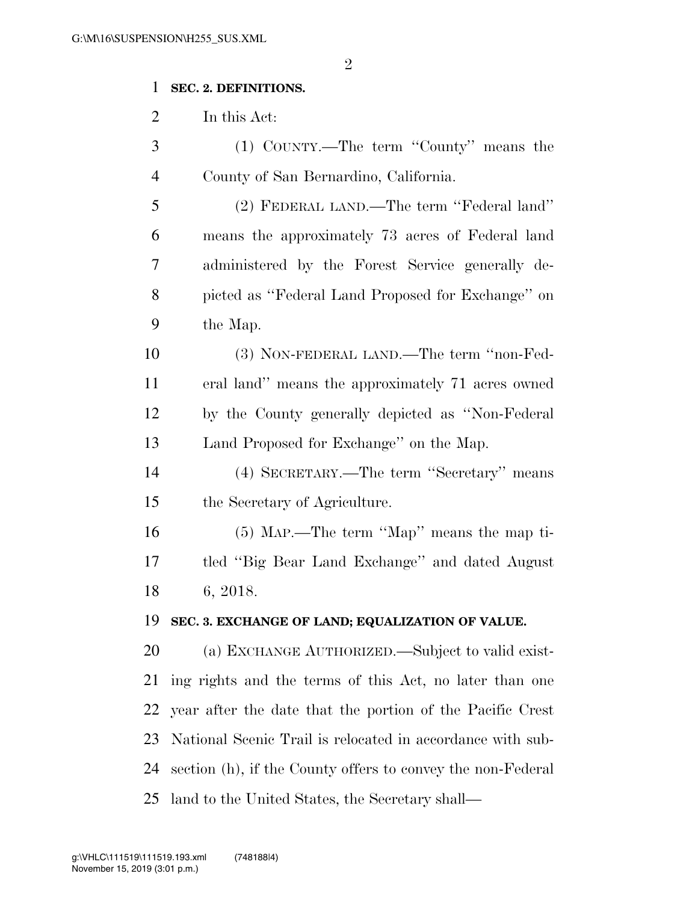**SEC. 2. DEFINITIONS.**

In this Act:

(1) COUNTY.—The term "County" means the County of San Bernardino, California.

(2) FEDERAL LAND.—The term "Federal land" means the approximately 73 acres of Federal land administered by the Forest Service generally depicted as "Federal Land Proposed for Exchange" on the Map.

(3) NON-FEDERAL LAND.—The term "non-Federal land" means the approximately 71 acres owned by the County generally depicted as "Non-Federal Land Proposed for Exchange" on the Map.

(4) SECRETARY.—The term "Secretary" means the Secretary of Agriculture.

(5) MAP.—The term "Map" means the map titled "Big Bear Land Exchange" and dated August 6, 2018.

**SEC. 3. EXCHANGE OF LAND; EQUALIZATION OF VALUE.**

(a) EXCHANGE AUTHORIZED.—Subject to valid existing rights and the terms of this Act, no later than one year after the date that the portion of the Pacific Crest National Scenic Trail is relocated in accordance with subsection (h), if the County offers to convey the non-Federal land to the United States, the Secretary shall—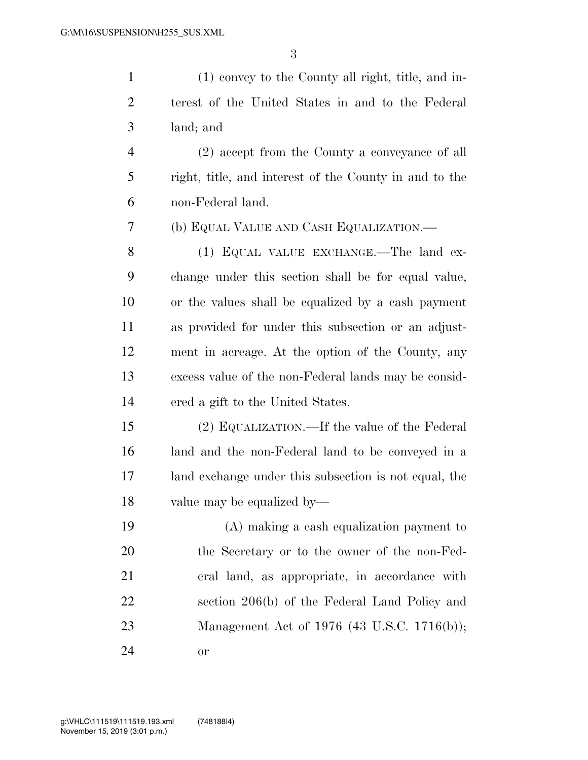(1) convey to the County all right, title, and interest of the United States in and to the Federal land; and

(2) accept from the County a conveyance of all right, title, and interest of the County in and to the non-Federal land.

(b) EQUAL VALUE AND CASH EQUALIZATION.—

(1) EQUAL VALUE EXCHANGE.—The land exchange under this section shall be for equal value, or the values shall be equalized by a cash payment as provided for under this subsection or an adjustment in acreage. At the option of the County, any excess value of the non-Federal lands may be considered a gift to the United States.

(2) EQUALIZATION.—If the value of the Federal land and the non-Federal land to be conveyed in a land exchange under this subsection is not equal, the value may be equalized by—

(A) making a cash equalization payment to the Secretary or to the owner of the non-Federal land, as appropriate, in accordance with section 206(b) of the Federal Land Policy and Management Act of 1976 (43 U.S.C. 1716(b)); or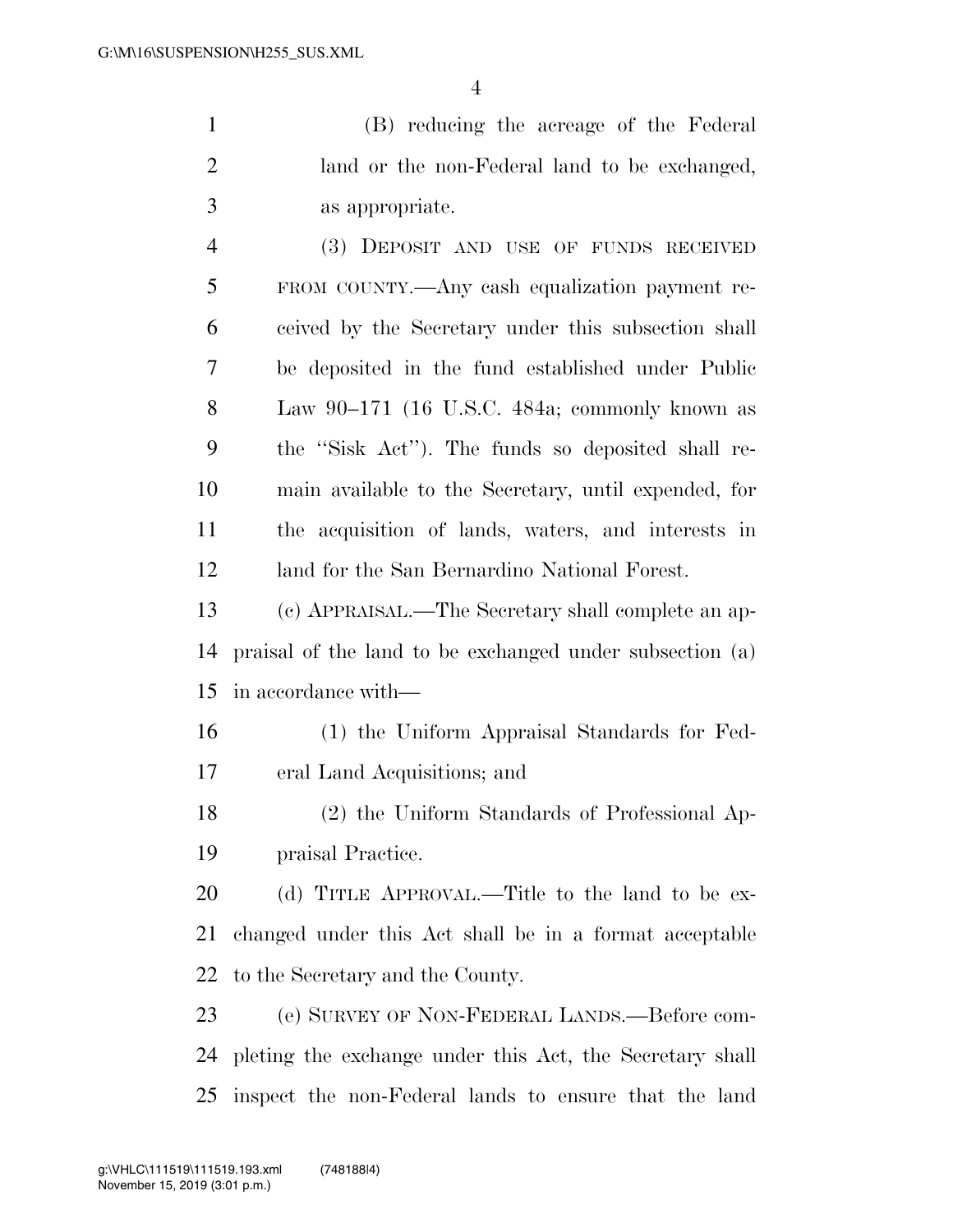(B) reducing the acreage of the Federal land or the non-Federal land to be exchanged, as appropriate.

(3) DEPOSIT AND USE OF FUNDS RECEIVED FROM COUNTY.—Any cash equalization payment received by the Secretary under this subsection shall be deposited in the fund established under Public Law 90–171 (16 U.S.C. 484a; commonly known as the "Sisk Act"). The funds so deposited shall remain available to the Secretary, until expended, for the acquisition of lands, waters, and interests in land for the San Bernardino National Forest.

(c) APPRAISAL.—The Secretary shall complete an appraisal of the land to be exchanged under subsection (a) in accordance with—

(1) the Uniform Appraisal Standards for Federal Land Acquisitions; and

(2) the Uniform Standards of Professional Appraisal Practice.

(d) TITLE APPROVAL.—Title to the land to be exchanged under this Act shall be in a format acceptable to the Secretary and the County.

(e) SURVEY OF NON-FEDERAL LANDS.—Before completing the exchange under this Act, the Secretary shall inspect the non-Federal lands to ensure that the land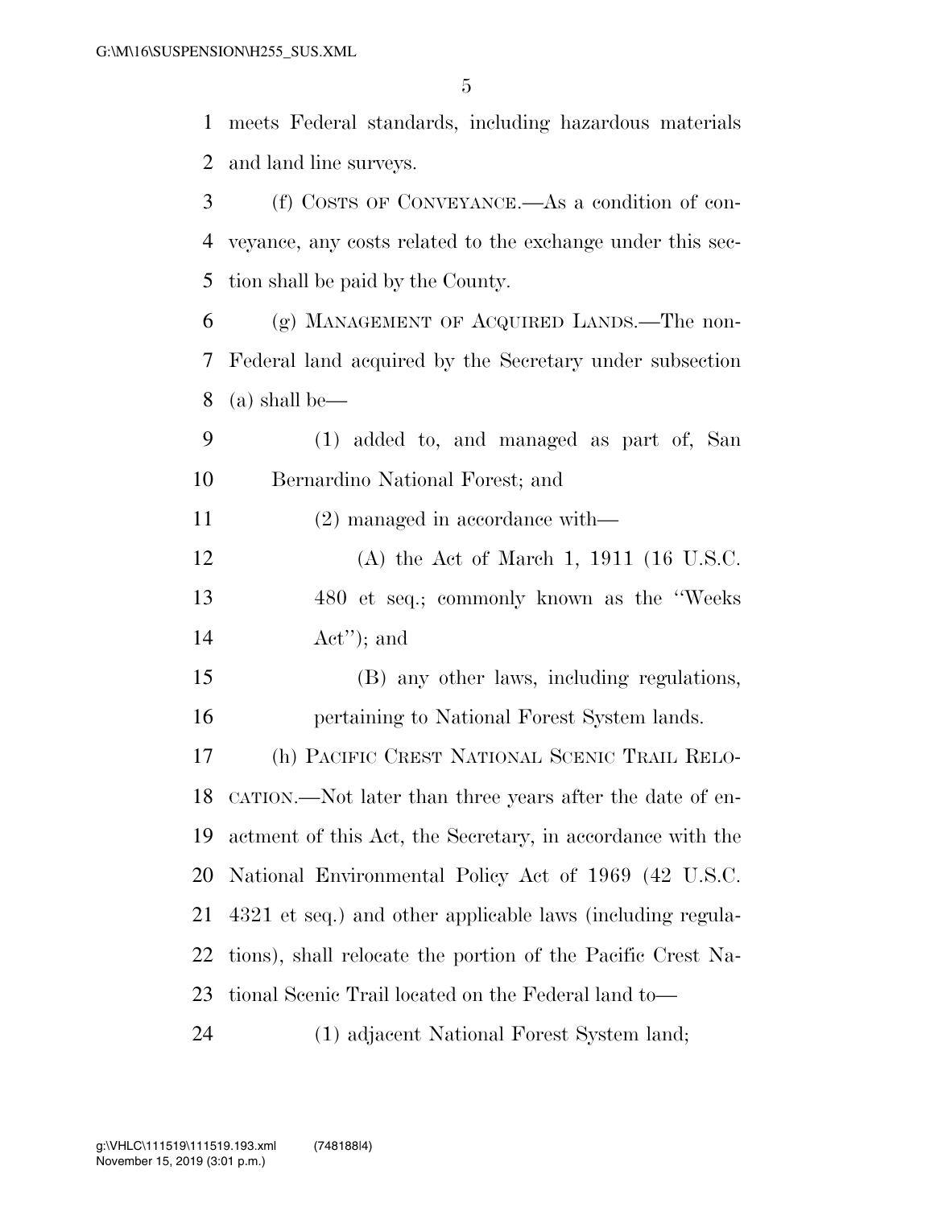meets Federal standards, including hazardous materials and land line surveys.

(f) COSTS OF CONVEYANCE.—As a condition of conveyance, any costs related to the exchange under this section shall be paid by the County.

(g) MANAGEMENT OF ACQUIRED LANDS.—The non-Federal land acquired by the Secretary under subsection (a) shall be—

(1) added to, and managed as part of, San Bernardino National Forest; and

(2) managed in accordance with—

(A) the Act of March 1, 1911 (16 U.S.C. 480 et seq.; commonly known as the ''Weeks Act''); and

(B) any other laws, including regulations, pertaining to National Forest System lands.

(h) PACIFIC CREST NATIONAL SCENIC TRAIL RELOCATION.—Not later than three years after the date of enactment of this Act, the Secretary, in accordance with the National Environmental Policy Act of 1969 (42 U.S.C. 4321 et seq.) and other applicable laws (including regulations), shall relocate the portion of the Pacific Crest National Scenic Trail located on the Federal land to—

(1) adjacent National Forest System land;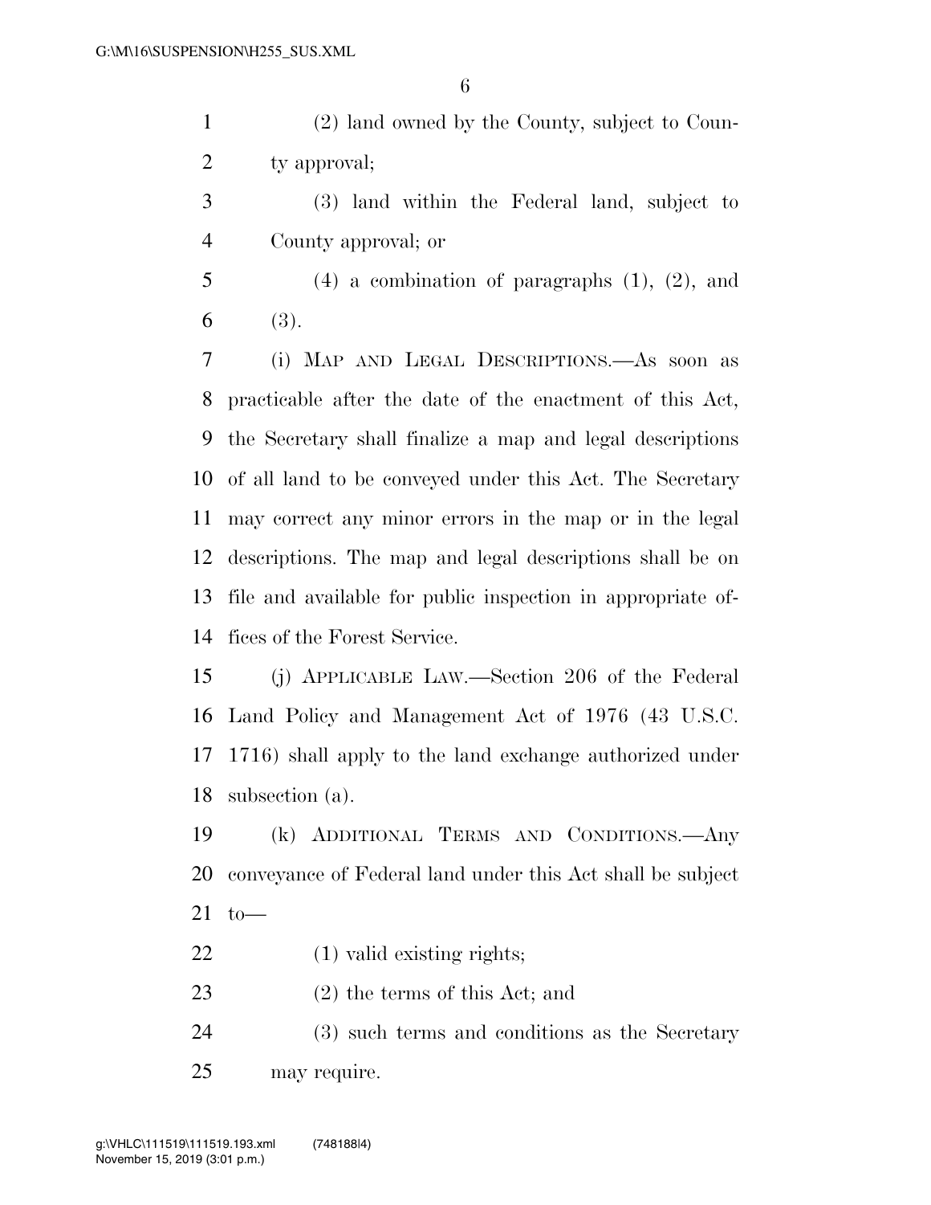(2) land owned by the County, subject to County approval;

(3) land within the Federal land, subject to County approval; or

(4) a combination of paragraphs (1), (2), and (3).

(i) MAP AND LEGAL DESCRIPTIONS.—As soon as practicable after the date of the enactment of this Act, the Secretary shall finalize a map and legal descriptions of all land to be conveyed under this Act. The Secretary may correct any minor errors in the map or in the legal descriptions. The map and legal descriptions shall be on file and available for public inspection in appropriate offices of the Forest Service.

(j) APPLICABLE LAW.—Section 206 of the Federal Land Policy and Management Act of 1976 (43 U.S.C. 1716) shall apply to the land exchange authorized under subsection (a).

(k) ADDITIONAL TERMS AND CONDITIONS.—Any conveyance of Federal land under this Act shall be subject to—

(1) valid existing rights;

(2) the terms of this Act; and

(3) such terms and conditions as the Secretary may require.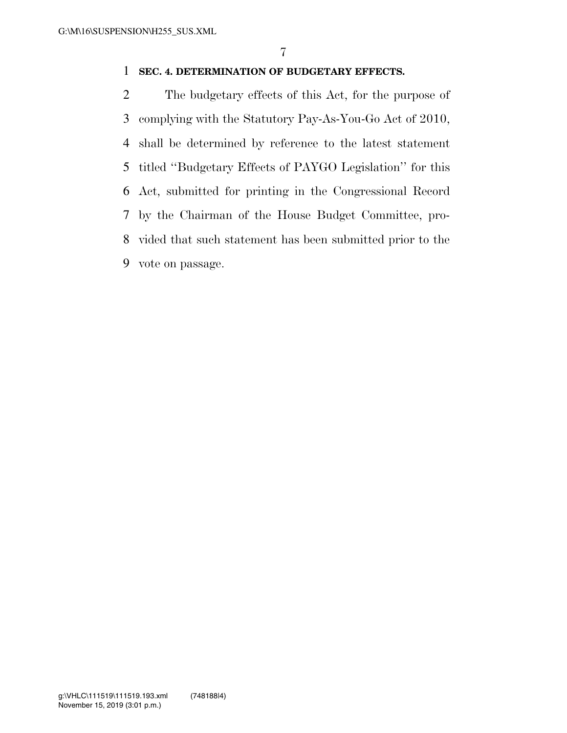**SEC. 4. DETERMINATION OF BUDGETARY EFFECTS.**

The budgetary effects of this Act, for the purpose of complying with the Statutory Pay-As-You-Go Act of 2010, shall be determined by reference to the latest statement titled ''Budgetary Effects of PAYGO Legislation'' for this Act, submitted for printing in the Congressional Record by the Chairman of the House Budget Committee, provided that such statement has been submitted prior to the vote on passage.